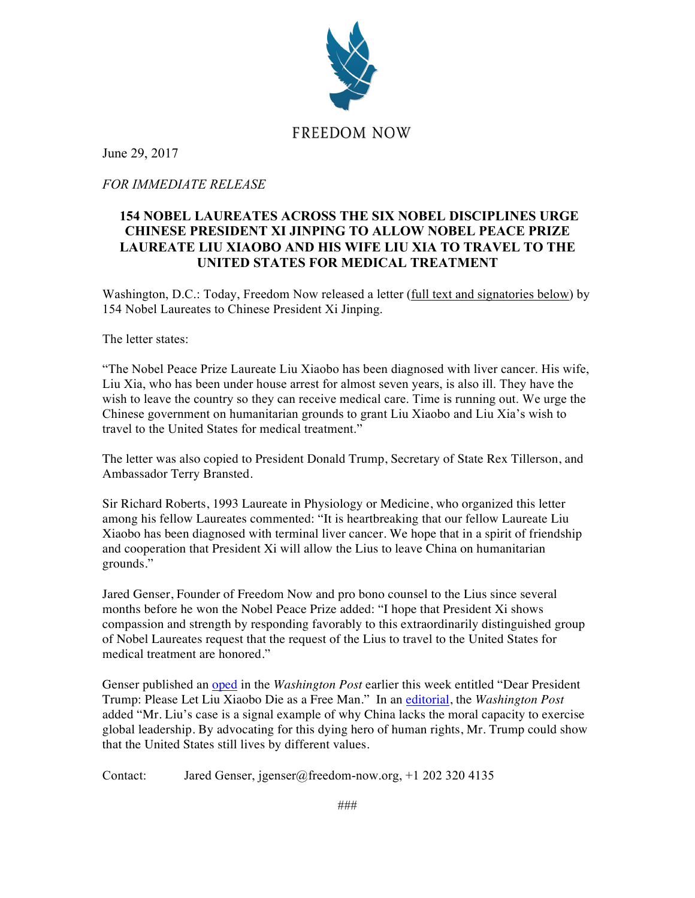FREEDOM NOW

June 29, 2017

*FOR IMMEDIATE RELEASE*

# 154 NOBEL LAUREATES ACROSS THE SIX NOBEL DISCIPLINES URGE CHINESE PRESIDENT XI JINPING TO ALLOW NOBEL PEACE PRIZE LAUREATE LIU XIAOBO AND HIS WIFE LIU XIA TO TRAVEL TO THE UNITED STATES FOR MEDICAL TREATMENT

Washington, D.C.: Today, Freedom Now released a letter (full text and signatories below) by 154 Nobel Laureates to Chinese President Xi Jinping.

The letter states:

"The Nobel Peace Prize Laureate Liu Xiaobo has been diagnosed with liver cancer. His wife, Liu Xia, who has been under house arrest for almost seven years, is also ill. They have the wish to leave the country so they can receive medical care. Time is running out. We urge the Chinese government on humanitarian grounds to grant Liu Xiaobo and Liu Xia's wish to travel to the United States for medical treatment."

The letter was also copied to President Donald Trump, Secretary of State Rex Tillerson, and Ambassador Terry Branstad.

Sir Richard Roberts, 1993 Laureate in Physiology or Medicine, who organized this letter among his fellow Laureates commented: "It is heartbreaking that our fellow Laureate Liu Xiaobo has been diagnosed with terminal liver cancer. We hope that in a spirit of friendship and cooperation that President Xi will allow the Lius to leave China on humanitarian grounds."

Jared Genser, Founder of Freedom Now and pro bono counsel to the Lius since several months before he won the Nobel Peace Prize added: "I hope that President Xi shows compassion and strength by responding favorably to this extraordinarily distinguished group of Nobel Laureates request that the request of the Lius to travel to the United States for medical treatment are honored."

Genser published an oped in the *Washington Post* earlier this week entitled "Dear President Trump: Please Let Liu Xiaobo Die as a Free Man." In an editorial, the *Washington Post* added "Mr. Liu's case is a signal example of why China lacks the moral capacity to exercise global leadership. By advocating for this dying hero of human rights, Mr. Trump could show that the United States still lives by different values.

Contact: Jared Genser, jgenser@freedom-now.org, +1 202 320 4135

###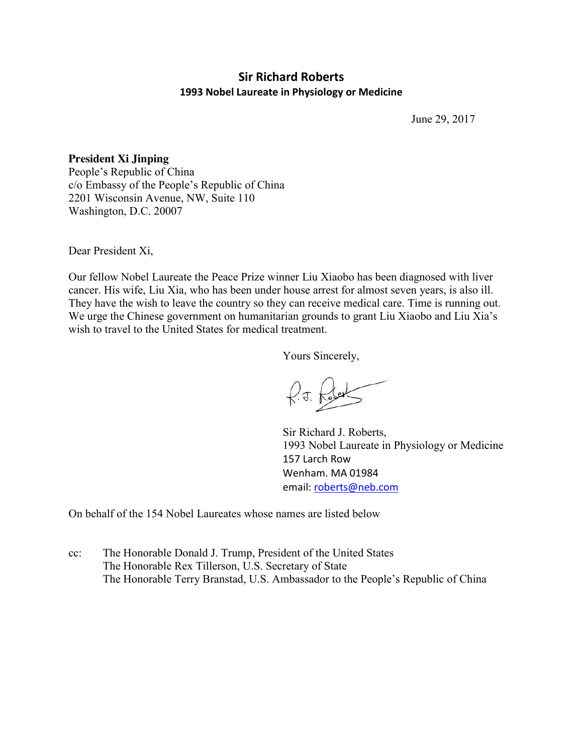# Sir Richard Roberts

### 1993 Nobel Laureate in Physiology or Medicine

June 29, 2017

**President Xi Jinping**
People's Republic of China
c/o Embassy of the People's Republic of China
2201 Wisconsin Avenue, NW, Suite 110
Washington, D.C. 20007

Dear President Xi,

Our fellow Nobel Laureate the Peace Prize winner Liu Xiaobo has been diagnosed with liver cancer. His wife, Liu Xia, who has been under house arrest for almost seven years, is also ill. They have the wish to leave the country so they can receive medical care. Time is running out. We urge the Chinese government on humanitarian grounds to grant Liu Xiaobo and Liu Xia's wish to travel to the United States for medical treatment.

Yours Sincerely,

R.J. Roberts

Sir Richard J. Roberts,
1993 Nobel Laureate in Physiology or Medicine
157 Larch Row
Wenham. MA 01984
email: roberts@neb.com

On behalf of the 154 Nobel Laureates whose names are listed below

cc: The Honorable Donald J. Trump, President of the United States
The Honorable Rex Tillerson, U.S. Secretary of State
The Honorable Terry Branstad, U.S. Ambassador to the People's Republic of China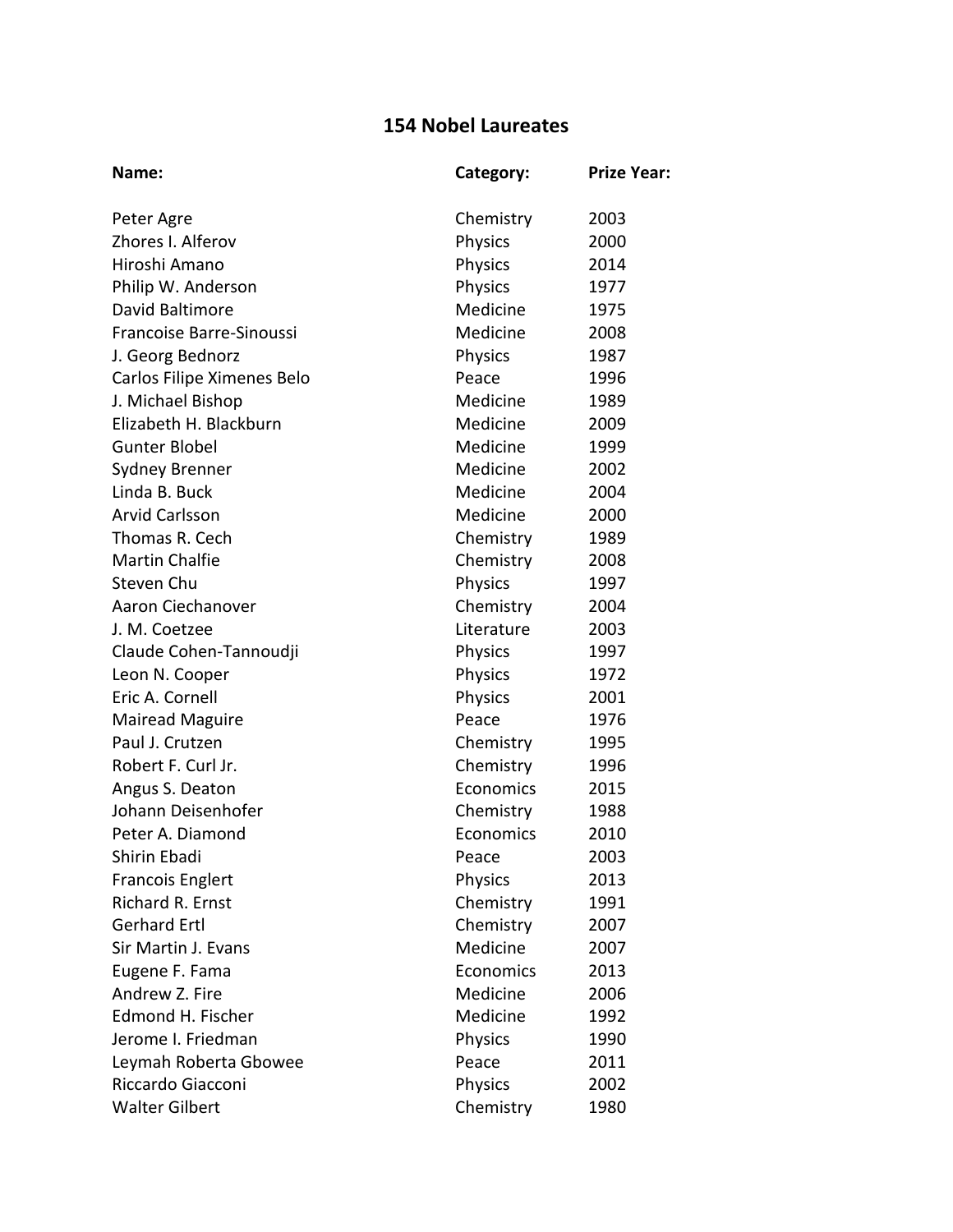# 154 Nobel Laureates

| Name: | Category: | Prize Year: |
|---|---|---|
| Peter Agre | Chemistry | 2003 |
| Zhores I. Alferov | Physics | 2000 |
| Hiroshi Amano | Physics | 2014 |
| Philip W. Anderson | Physics | 1977 |
| David Baltimore | Medicine | 1975 |
| Francoise Barre-Sinoussi | Medicine | 2008 |
| J. Georg Bednorz | Physics | 1987 |
| Carlos Filipe Ximenes Belo | Peace | 1996 |
| J. Michael Bishop | Medicine | 1989 |
| Elizabeth H. Blackburn | Medicine | 2009 |
| Gunter Blobel | Medicine | 1999 |
| Sydney Brenner | Medicine | 2002 |
| Linda B. Buck | Medicine | 2004 |
| Arvid Carlsson | Medicine | 2000 |
| Thomas R. Cech | Chemistry | 1989 |
| Martin Chalfie | Chemistry | 2008 |
| Steven Chu | Physics | 1997 |
| Aaron Ciechanover | Chemistry | 2004 |
| J. M. Coetzee | Literature | 2003 |
| Claude Cohen-Tannoudji | Physics | 1997 |
| Leon N. Cooper | Physics | 1972 |
| Eric A. Cornell | Physics | 2001 |
| Mairead Maguire | Peace | 1976 |
| Paul J. Crutzen | Chemistry | 1995 |
| Robert F. Curl Jr. | Chemistry | 1996 |
| Angus S. Deaton | Economics | 2015 |
| Johann Deisenhofer | Chemistry | 1988 |
| Peter A. Diamond | Economics | 2010 |
| Shirin Ebadi | Peace | 2003 |
| Francois Englert | Physics | 2013 |
| Richard R. Ernst | Chemistry | 1991 |
| Gerhard Ertl | Chemistry | 2007 |
| Sir Martin J. Evans | Medicine | 2007 |
| Eugene F. Fama | Economics | 2013 |
| Andrew Z. Fire | Medicine | 2006 |
| Edmond H. Fischer | Medicine | 1992 |
| Jerome I. Friedman | Physics | 1990 |
| Leymah Roberta Gbowee | Peace | 2011 |
| Riccardo Giacconi | Physics | 2002 |
| Walter Gilbert | Chemistry | 1980 |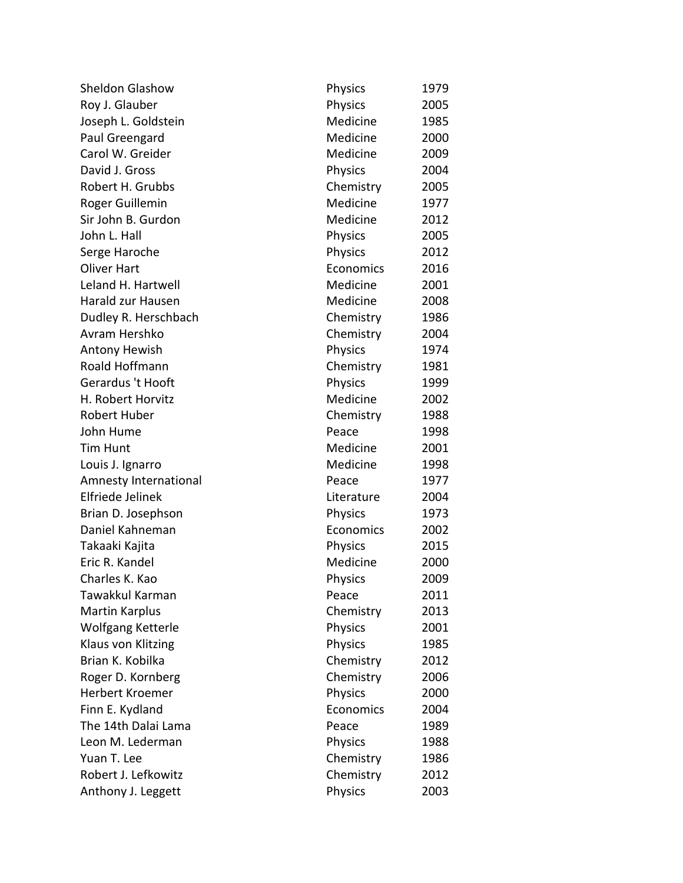| | | |
|---|---|---|
| Sheldon Glashow | Physics | 1979 |
| Roy J. Glauber | Physics | 2005 |
| Joseph L. Goldstein | Medicine | 1985 |
| Paul Greengard | Medicine | 2000 |
| Carol W. Greider | Medicine | 2009 |
| David J. Gross | Physics | 2004 |
| Robert H. Grubbs | Chemistry | 2005 |
| Roger Guillemin | Medicine | 1977 |
| Sir John B. Gurdon | Medicine | 2012 |
| John L. Hall | Physics | 2005 |
| Serge Haroche | Physics | 2012 |
| Oliver Hart | Economics | 2016 |
| Leland H. Hartwell | Medicine | 2001 |
| Harald zur Hausen | Medicine | 2008 |
| Dudley R. Herschbach | Chemistry | 1986 |
| Avram Hershko | Chemistry | 2004 |
| Antony Hewish | Physics | 1974 |
| Roald Hoffmann | Chemistry | 1981 |
| Gerardus 't Hooft | Physics | 1999 |
| H. Robert Horvitz | Medicine | 2002 |
| Robert Huber | Chemistry | 1988 |
| John Hume | Peace | 1998 |
| Tim Hunt | Medicine | 2001 |
| Louis J. Ignarro | Medicine | 1998 |
| Amnesty International | Peace | 1977 |
| Elfriede Jelinek | Literature | 2004 |
| Brian D. Josephson | Physics | 1973 |
| Daniel Kahneman | Economics | 2002 |
| Takaaki Kajita | Physics | 2015 |
| Eric R. Kandel | Medicine | 2000 |
| Charles K. Kao | Physics | 2009 |
| Tawakkul Karman | Peace | 2011 |
| Martin Karplus | Chemistry | 2013 |
| Wolfgang Ketterle | Physics | 2001 |
| Klaus von Klitzing | Physics | 1985 |
| Brian K. Kobilka | Chemistry | 2012 |
| Roger D. Kornberg | Chemistry | 2006 |
| Herbert Kroemer | Physics | 2000 |
| Finn E. Kydland | Economics | 2004 |
| The 14th Dalai Lama | Peace | 1989 |
| Leon M. Lederman | Physics | 1988 |
| Yuan T. Lee | Chemistry | 1986 |
| Robert J. Lefkowitz | Chemistry | 2012 |
| Anthony J. Leggett | Physics | 2003 |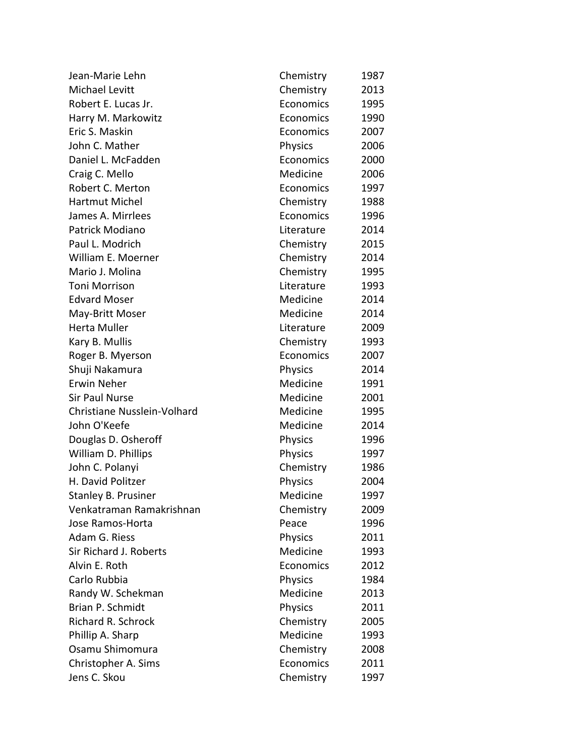| | | |
|---|---|---|
| Jean-Marie Lehn | Chemistry | 1987 |
| Michael Levitt | Chemistry | 2013 |
| Robert E. Lucas Jr. | Economics | 1995 |
| Harry M. Markowitz | Economics | 1990 |
| Eric S. Maskin | Economics | 2007 |
| John C. Mather | Physics | 2006 |
| Daniel L. McFadden | Economics | 2000 |
| Craig C. Mello | Medicine | 2006 |
| Robert C. Merton | Economics | 1997 |
| Hartmut Michel | Chemistry | 1988 |
| James A. Mirrlees | Economics | 1996 |
| Patrick Modiano | Literature | 2014 |
| Paul L. Modrich | Chemistry | 2015 |
| William E. Moerner | Chemistry | 2014 |
| Mario J. Molina | Chemistry | 1995 |
| Toni Morrison | Literature | 1993 |
| Edvard Moser | Medicine | 2014 |
| May-Britt Moser | Medicine | 2014 |
| Herta Muller | Literature | 2009 |
| Kary B. Mullis | Chemistry | 1993 |
| Roger B. Myerson | Economics | 2007 |
| Shuji Nakamura | Physics | 2014 |
| Erwin Neher | Medicine | 1991 |
| Sir Paul Nurse | Medicine | 2001 |
| Christiane Nusslein-Volhard | Medicine | 1995 |
| John O'Keefe | Medicine | 2014 |
| Douglas D. Osheroff | Physics | 1996 |
| William D. Phillips | Physics | 1997 |
| John C. Polanyi | Chemistry | 1986 |
| H. David Politzer | Physics | 2004 |
| Stanley B. Prusiner | Medicine | 1997 |
| Venkatraman Ramakrishnan | Chemistry | 2009 |
| Jose Ramos-Horta | Peace | 1996 |
| Adam G. Riess | Physics | 2011 |
| Sir Richard J. Roberts | Medicine | 1993 |
| Alvin E. Roth | Economics | 2012 |
| Carlo Rubbia | Physics | 1984 |
| Randy W. Schekman | Medicine | 2013 |
| Brian P. Schmidt | Physics | 2011 |
| Richard R. Schrock | Chemistry | 2005 |
| Phillip A. Sharp | Medicine | 1993 |
| Osamu Shimomura | Chemistry | 2008 |
| Christopher A. Sims | Economics | 2011 |
| Jens C. Skou | Chemistry | 1997 |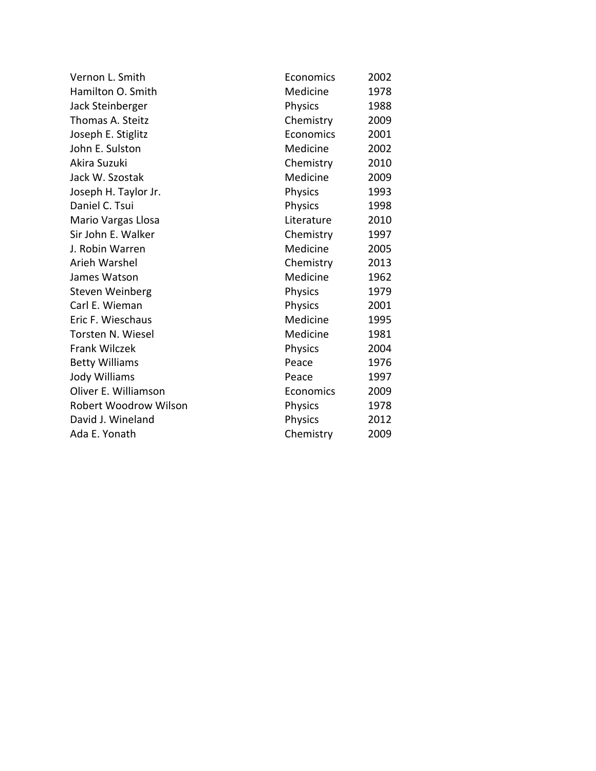| | | |
|---|---|---|
| Vernon L. Smith | Economics | 2002 |
| Hamilton O. Smith | Medicine | 1978 |
| Jack Steinberger | Physics | 1988 |
| Thomas A. Steitz | Chemistry | 2009 |
| Joseph E. Stiglitz | Economics | 2001 |
| John E. Sulston | Medicine | 2002 |
| Akira Suzuki | Chemistry | 2010 |
| Jack W. Szostak | Medicine | 2009 |
| Joseph H. Taylor Jr. | Physics | 1993 |
| Daniel C. Tsui | Physics | 1998 |
| Mario Vargas Llosa | Literature | 2010 |
| Sir John E. Walker | Chemistry | 1997 |
| J. Robin Warren | Medicine | 2005 |
| Arieh Warshel | Chemistry | 2013 |
| James Watson | Medicine | 1962 |
| Steven Weinberg | Physics | 1979 |
| Carl E. Wieman | Physics | 2001 |
| Eric F. Wieschaus | Medicine | 1995 |
| Torsten N. Wiesel | Medicine | 1981 |
| Frank Wilczek | Physics | 2004 |
| Betty Williams | Peace | 1976 |
| Jody Williams | Peace | 1997 |
| Oliver E. Williamson | Economics | 2009 |
| Robert Woodrow Wilson | Physics | 1978 |
| David J. Wineland | Physics | 2012 |
| Ada E. Yonath | Chemistry | 2009 |